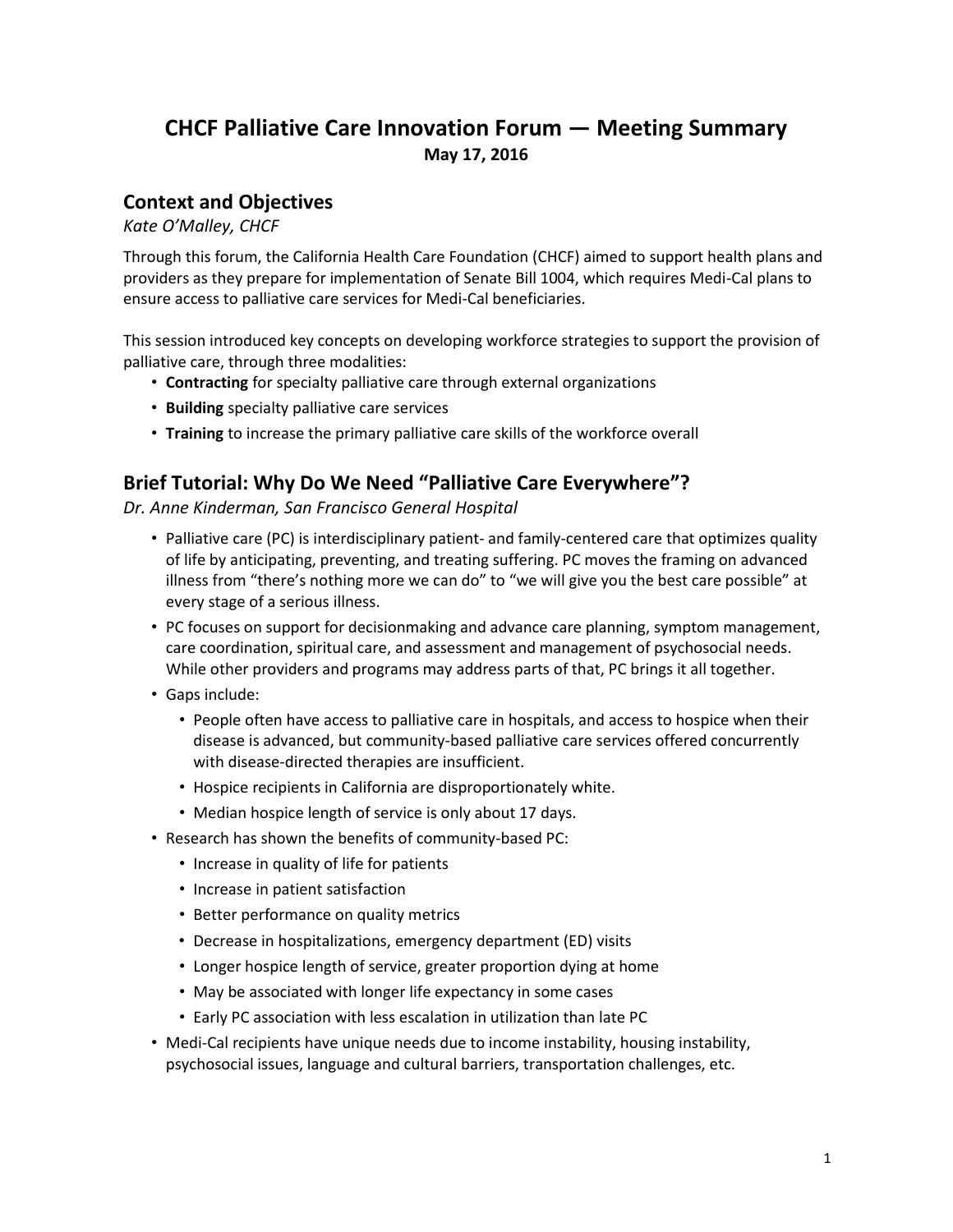# CHCF Palliative Care Innovation Forum — Meeting Summary

**May 17, 2016**

## Context and Objectives

*Kate O'Malley, CHCF*

Through this forum, the California Health Care Foundation (CHCF) aimed to support health plans and providers as they prepare for implementation of Senate Bill 1004, which requires Medi-Cal plans to ensure access to palliative care services for Medi-Cal beneficiaries.

This session introduced key concepts on developing workforce strategies to support the provision of palliative care, through three modalities:

- **Contracting** for specialty palliative care through external organizations
- **Building** specialty palliative care services
- **Training** to increase the primary palliative care skills of the workforce overall

## Brief Tutorial: Why Do We Need "Palliative Care Everywhere"?

*Dr. Anne Kinderman, San Francisco General Hospital*

- Palliative care (PC) is interdisciplinary patient- and family-centered care that optimizes quality of life by anticipating, preventing, and treating suffering. PC moves the framing on advanced illness from "there's nothing more we can do" to "we will give you the best care possible" at every stage of a serious illness.
- PC focuses on support for decisionmaking and advance care planning, symptom management, care coordination, spiritual care, and assessment and management of psychosocial needs. While other providers and programs may address parts of that, PC brings it all together.
- Gaps include:
  - People often have access to palliative care in hospitals, and access to hospice when their disease is advanced, but community-based palliative care services offered concurrently with disease-directed therapies are insufficient.
  - Hospice recipients in California are disproportionately white.
  - Median hospice length of service is only about 17 days.
- Research has shown the benefits of community-based PC:
  - Increase in quality of life for patients
  - Increase in patient satisfaction
  - Better performance on quality metrics
  - Decrease in hospitalizations, emergency department (ED) visits
  - Longer hospice length of service, greater proportion dying at home
  - May be associated with longer life expectancy in some cases
  - Early PC association with less escalation in utilization than late PC
- Medi-Cal recipients have unique needs due to income instability, housing instability, psychosocial issues, language and cultural barriers, transportation challenges, etc.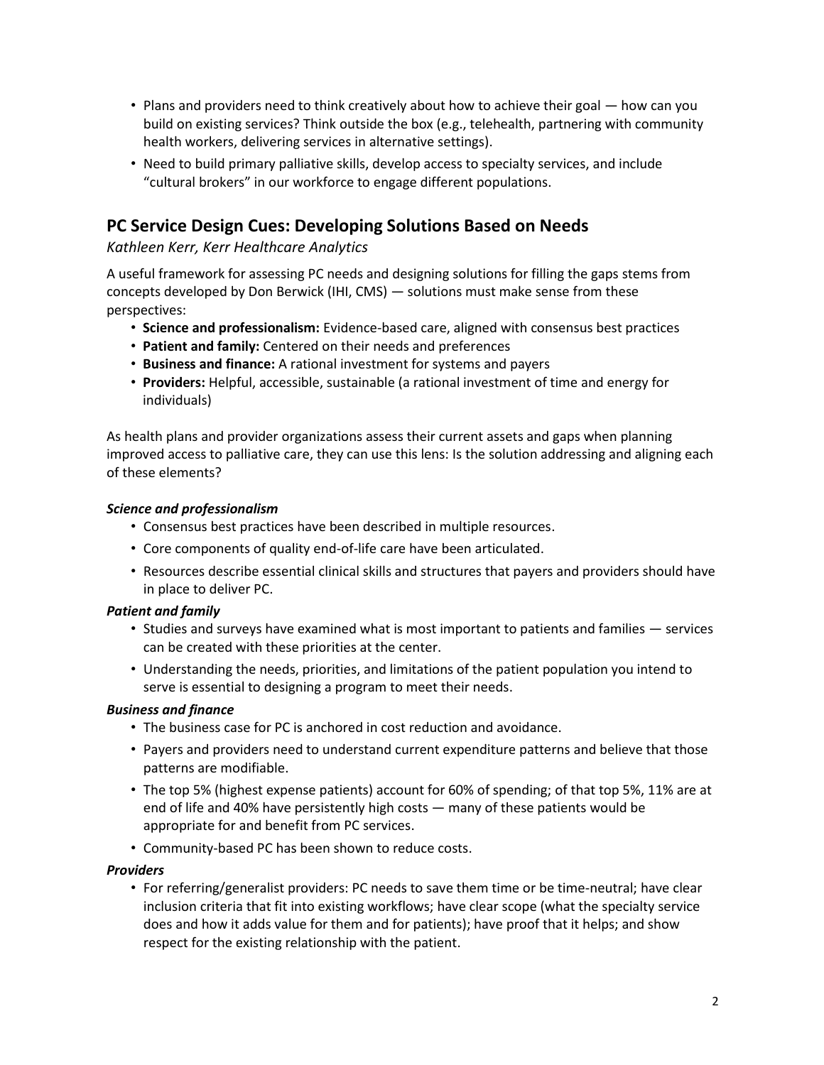- Plans and providers need to think creatively about how to achieve their goal — how can you build on existing services? Think outside the box (e.g., telehealth, partnering with community health workers, delivering services in alternative settings).
- Need to build primary palliative skills, develop access to specialty services, and include "cultural brokers" in our workforce to engage different populations.

## PC Service Design Cues: Developing Solutions Based on Needs

*Kathleen Kerr, Kerr Healthcare Analytics*

A useful framework for assessing PC needs and designing solutions for filling the gaps stems from concepts developed by Don Berwick (IHI, CMS) — solutions must make sense from these perspectives:

- **Science and professionalism:** Evidence-based care, aligned with consensus best practices
- **Patient and family:** Centered on their needs and preferences
- **Business and finance:** A rational investment for systems and payers
- **Providers:** Helpful, accessible, sustainable (a rational investment of time and energy for individuals)

As health plans and provider organizations assess their current assets and gaps when planning improved access to palliative care, they can use this lens: Is the solution addressing and aligning each of these elements?

#### *Science and professionalism*

- Consensus best practices have been described in multiple resources.
- Core components of quality end-of-life care have been articulated.
- Resources describe essential clinical skills and structures that payers and providers should have in place to deliver PC.

#### *Patient and family*

- Studies and surveys have examined what is most important to patients and families — services can be created with these priorities at the center.
- Understanding the needs, priorities, and limitations of the patient population you intend to serve is essential to designing a program to meet their needs.

#### *Business and finance*

- The business case for PC is anchored in cost reduction and avoidance.
- Payers and providers need to understand current expenditure patterns and believe that those patterns are modifiable.
- The top 5% (highest expense patients) account for 60% of spending; of that top 5%, 11% are at end of life and 40% have persistently high costs — many of these patients would be appropriate for and benefit from PC services.
- Community-based PC has been shown to reduce costs.

#### *Providers*

- For referring/generalist providers: PC needs to save them time or be time-neutral; have clear inclusion criteria that fit into existing workflows; have clear scope (what the specialty service does and how it adds value for them and for patients); have proof that it helps; and show respect for the existing relationship with the patient.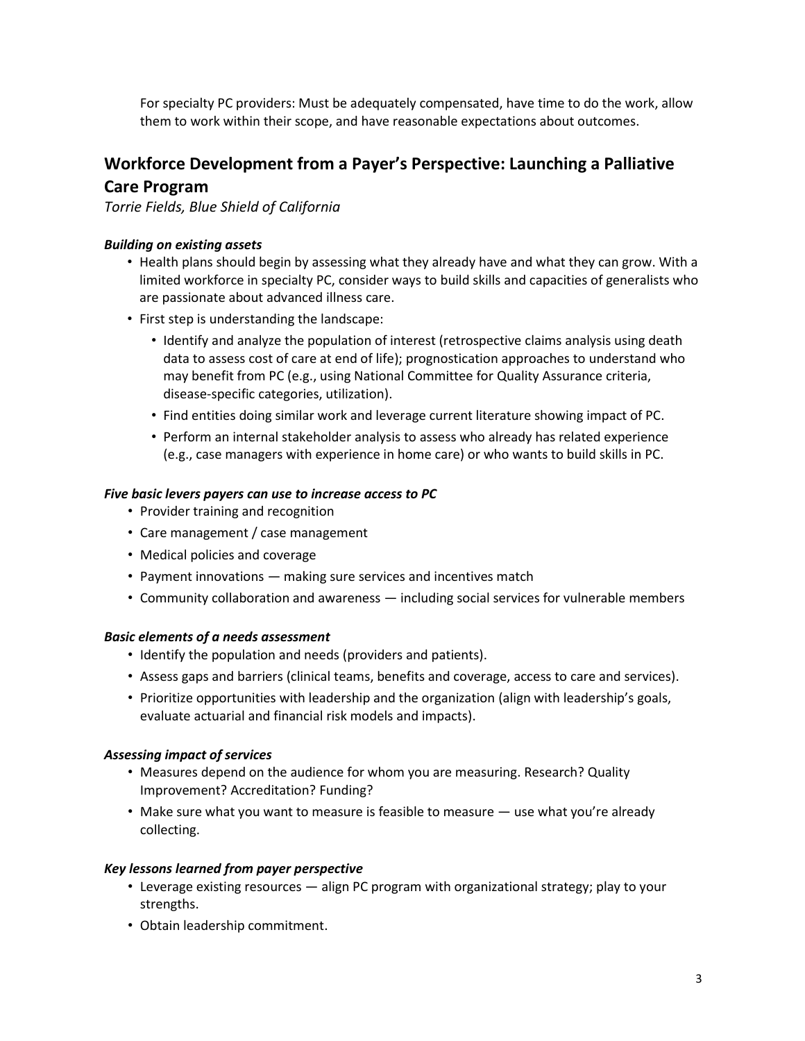For specialty PC providers: Must be adequately compensated, have time to do the work, allow them to work within their scope, and have reasonable expectations about outcomes.

## Workforce Development from a Payer's Perspective: Launching a Palliative Care Program

*Torrie Fields, Blue Shield of California*

#### *Building on existing assets*

- Health plans should begin by assessing what they already have and what they can grow. With a limited workforce in specialty PC, consider ways to build skills and capacities of generalists who are passionate about advanced illness care.
- First step is understanding the landscape:
  - Identify and analyze the population of interest (retrospective claims analysis using death data to assess cost of care at end of life); prognostication approaches to understand who may benefit from PC (e.g., using National Committee for Quality Assurance criteria, disease-specific categories, utilization).
  - Find entities doing similar work and leverage current literature showing impact of PC.
  - Perform an internal stakeholder analysis to assess who already has related experience (e.g., case managers with experience in home care) or who wants to build skills in PC.

#### *Five basic levers payers can use to increase access to PC*

- Provider training and recognition
- Care management / case management
- Medical policies and coverage
- Payment innovations — making sure services and incentives match
- Community collaboration and awareness — including social services for vulnerable members

#### *Basic elements of a needs assessment*

- Identify the population and needs (providers and patients).
- Assess gaps and barriers (clinical teams, benefits and coverage, access to care and services).
- Prioritize opportunities with leadership and the organization (align with leadership's goals, evaluate actuarial and financial risk models and impacts).

#### *Assessing impact of services*

- Measures depend on the audience for whom you are measuring. Research? Quality Improvement? Accreditation? Funding?
- Make sure what you want to measure is feasible to measure — use what you're already collecting.

#### *Key lessons learned from payer perspective*

- Leverage existing resources — align PC program with organizational strategy; play to your strengths.
- Obtain leadership commitment.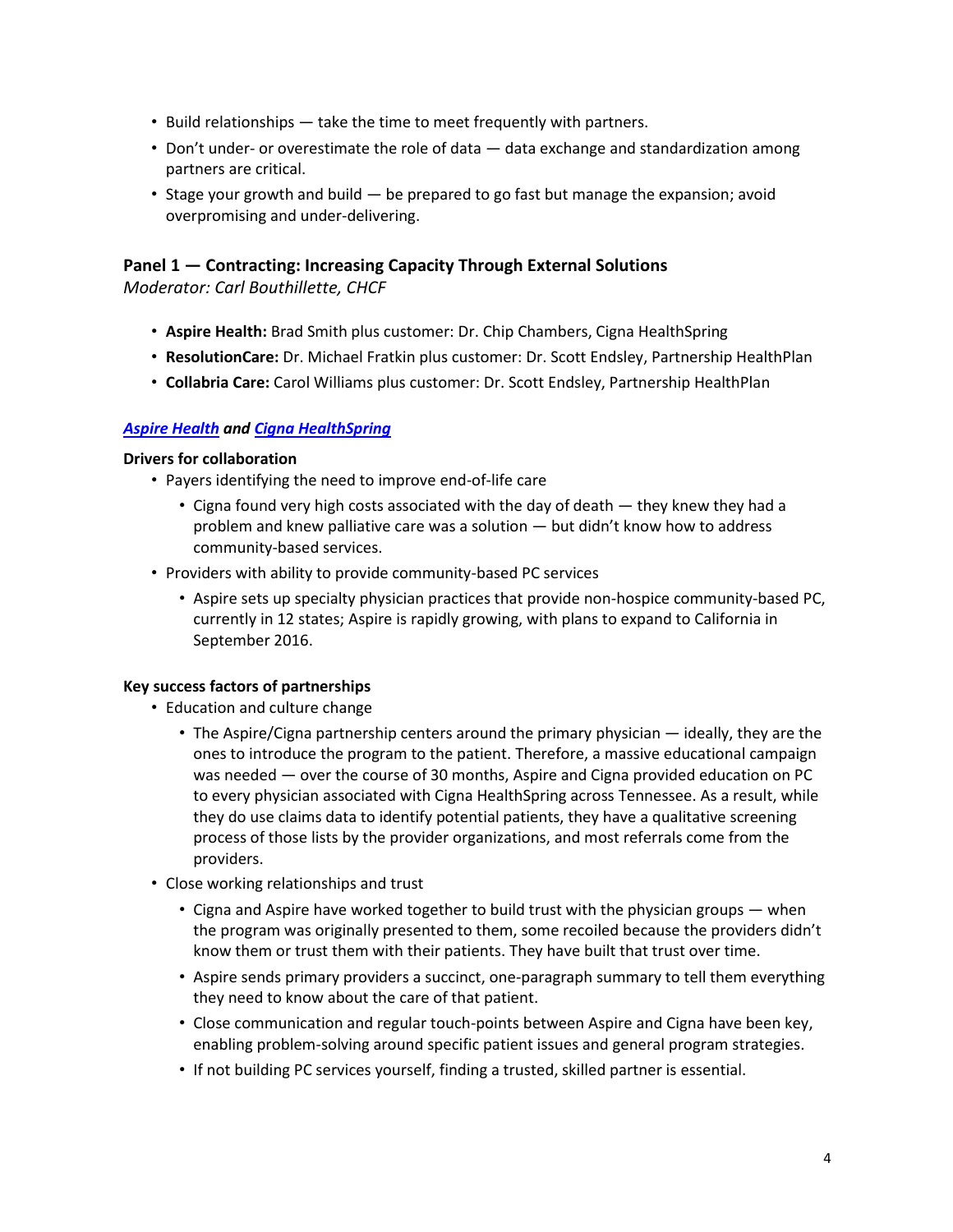- Build relationships — take the time to meet frequently with partners.
- Don't under- or overestimate the role of data — data exchange and standardization among partners are critical.
- Stage your growth and build — be prepared to go fast but manage the expansion; avoid overpromising and under-delivering.

## Panel 1 — Contracting: Increasing Capacity Through External Solutions

*Moderator: Carl Bouthillette, CHCF*

- **Aspire Health:** Brad Smith plus customer: Dr. Chip Chambers, Cigna HealthSpring
- **ResolutionCare:** Dr. Michael Fratkin plus customer: Dr. Scott Endsley, Partnership HealthPlan
- **Collabria Care:** Carol Williams plus customer: Dr. Scott Endsley, Partnership HealthPlan

### *Aspire Health and Cigna HealthSpring*

**Drivers for collaboration**

- Payers identifying the need to improve end-of-life care
  - Cigna found very high costs associated with the day of death — they knew they had a problem and knew palliative care was a solution — but didn't know how to address community-based services.
- Providers with ability to provide community-based PC services
  - Aspire sets up specialty physician practices that provide non-hospice community-based PC, currently in 12 states; Aspire is rapidly growing, with plans to expand to California in September 2016.

**Key success factors of partnerships**

- Education and culture change
  - The Aspire/Cigna partnership centers around the primary physician — ideally, they are the ones to introduce the program to the patient. Therefore, a massive educational campaign was needed — over the course of 30 months, Aspire and Cigna provided education on PC to every physician associated with Cigna HealthSpring across Tennessee. As a result, while they do use claims data to identify potential patients, they have a qualitative screening process of those lists by the provider organizations, and most referrals come from the providers.
- Close working relationships and trust
  - Cigna and Aspire have worked together to build trust with the physician groups — when the program was originally presented to them, some recoiled because the providers didn't know them or trust them with their patients. They have built that trust over time.
  - Aspire sends primary providers a succinct, one-paragraph summary to tell them everything they need to know about the care of that patient.
  - Close communication and regular touch-points between Aspire and Cigna have been key, enabling problem-solving around specific patient issues and general program strategies.
  - If not building PC services yourself, finding a trusted, skilled partner is essential.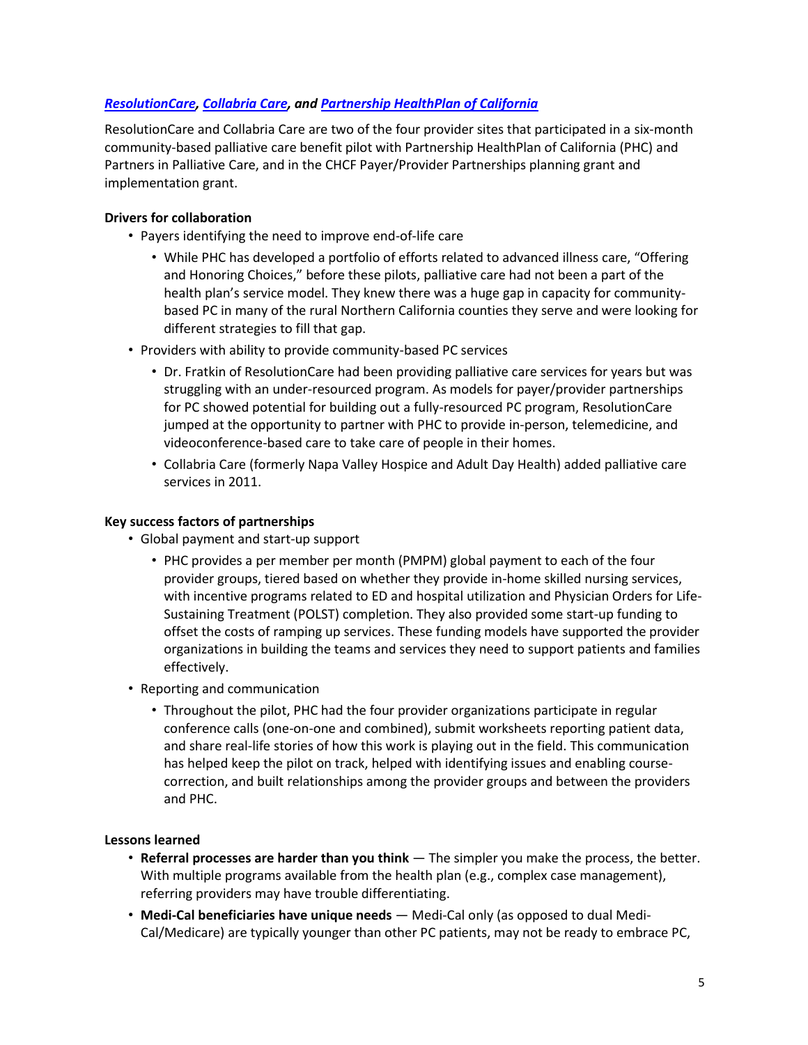***[ResolutionCare](), [Collabria Care](), and [Partnership HealthPlan of California]()***

ResolutionCare and Collabria Care are two of the four provider sites that participated in a six-month community-based palliative care benefit pilot with Partnership HealthPlan of California (PHC) and Partners in Palliative Care, and in the CHCF Payer/Provider Partnerships planning grant and implementation grant.

**Drivers for collaboration**

- Payers identifying the need to improve end-of-life care
  - While PHC has developed a portfolio of efforts related to advanced illness care, "Offering and Honoring Choices," before these pilots, palliative care had not been a part of the health plan's service model. They knew there was a huge gap in capacity for community-based PC in many of the rural Northern California counties they serve and were looking for different strategies to fill that gap.
- Providers with ability to provide community-based PC services
  - Dr. Fratkin of ResolutionCare had been providing palliative care services for years but was struggling with an under-resourced program. As models for payer/provider partnerships for PC showed potential for building out a fully-resourced PC program, ResolutionCare jumped at the opportunity to partner with PHC to provide in-person, telemedicine, and videoconference-based care to take care of people in their homes.
  - Collabria Care (formerly Napa Valley Hospice and Adult Day Health) added palliative care services in 2011.

**Key success factors of partnerships**

- Global payment and start-up support
  - PHC provides a per member per month (PMPM) global payment to each of the four provider groups, tiered based on whether they provide in-home skilled nursing services, with incentive programs related to ED and hospital utilization and Physician Orders for Life-Sustaining Treatment (POLST) completion. They also provided some start-up funding to offset the costs of ramping up services. These funding models have supported the provider organizations in building the teams and services they need to support patients and families effectively.
- Reporting and communication
  - Throughout the pilot, PHC had the four provider organizations participate in regular conference calls (one-on-one and combined), submit worksheets reporting patient data, and share real-life stories of how this work is playing out in the field. This communication has helped keep the pilot on track, helped with identifying issues and enabling course-correction, and built relationships among the provider groups and between the providers and PHC.

**Lessons learned**

- **Referral processes are harder than you think** — The simpler you make the process, the better. With multiple programs available from the health plan (e.g., complex case management), referring providers may have trouble differentiating.
- **Medi-Cal beneficiaries have unique needs** — Medi-Cal only (as opposed to dual Medi-Cal/Medicare) are typically younger than other PC patients, may not be ready to embrace PC,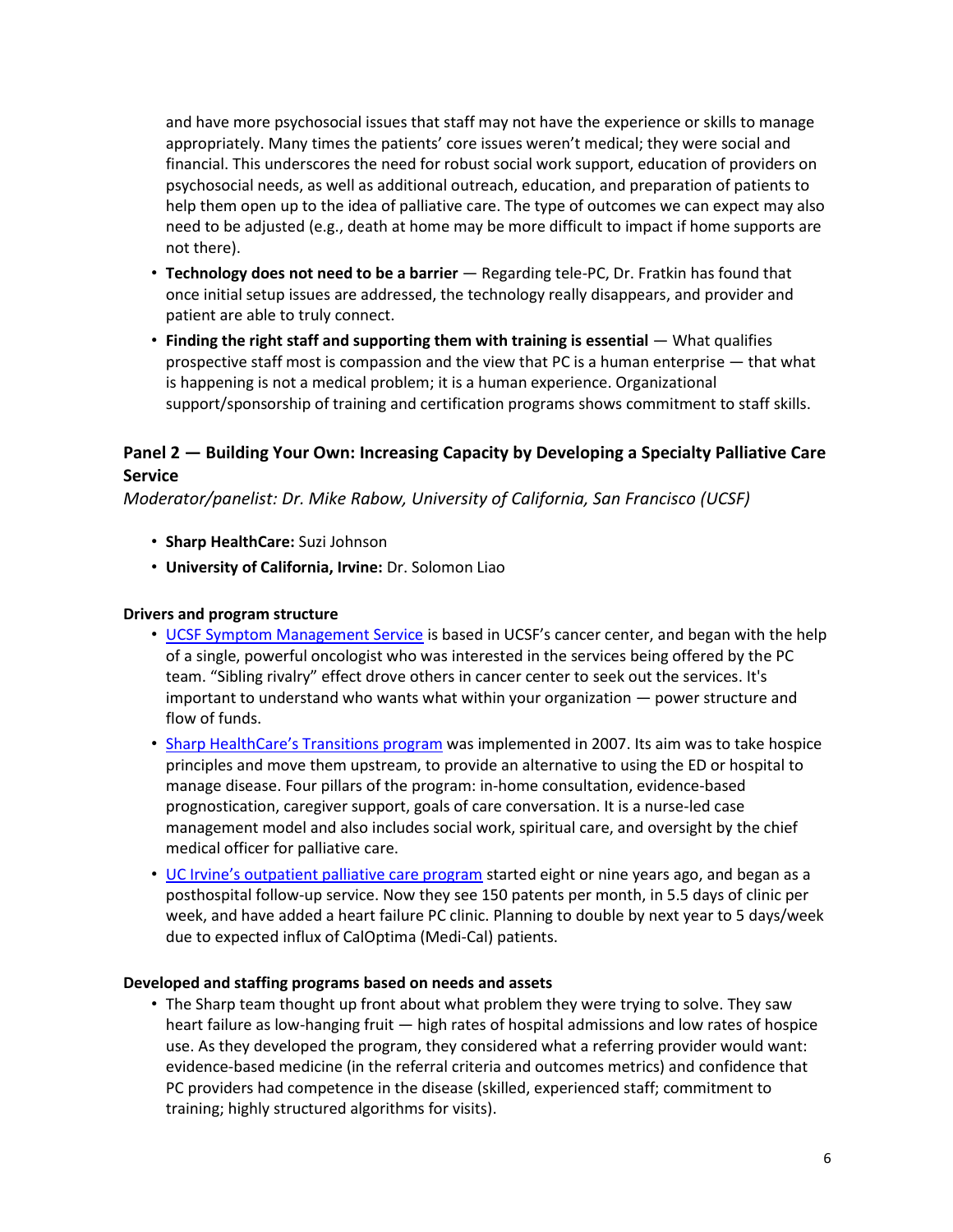and have more psychosocial issues that staff may not have the experience or skills to manage appropriately. Many times the patients' core issues weren't medical; they were social and financial. This underscores the need for robust social work support, education of providers on psychosocial needs, as well as additional outreach, education, and preparation of patients to help them open up to the idea of palliative care. The type of outcomes we can expect may also need to be adjusted (e.g., death at home may be more difficult to impact if home supports are not there).

- **Technology does not need to be a barrier** — Regarding tele-PC, Dr. Fratkin has found that once initial setup issues are addressed, the technology really disappears, and provider and patient are able to truly connect.
- **Finding the right staff and supporting them with training is essential** — What qualifies prospective staff most is compassion and the view that PC is a human enterprise — that what is happening is not a medical problem; it is a human experience. Organizational support/sponsorship of training and certification programs shows commitment to staff skills.

## Panel 2 — Building Your Own: Increasing Capacity by Developing a Specialty Palliative Care Service

*Moderator/panelist: Dr. Mike Rabow, University of California, San Francisco (UCSF)*

- **Sharp HealthCare:** Suzi Johnson
- **University of California, Irvine:** Dr. Solomon Liao

### Drivers and program structure

- UCSF Symptom Management Service is based in UCSF's cancer center, and began with the help of a single, powerful oncologist who was interested in the services being offered by the PC team. "Sibling rivalry" effect drove others in cancer center to seek out the services. It's important to understand who wants what within your organization — power structure and flow of funds.
- Sharp HealthCare's Transitions program was implemented in 2007. Its aim was to take hospice principles and move them upstream, to provide an alternative to using the ED or hospital to manage disease. Four pillars of the program: in-home consultation, evidence-based prognostication, caregiver support, goals of care conversation. It is a nurse-led case management model and also includes social work, spiritual care, and oversight by the chief medical officer for palliative care.
- UC Irvine's outpatient palliative care program started eight or nine years ago, and began as a posthospital follow-up service. Now they see 150 patents per month, in 5.5 days of clinic per week, and have added a heart failure PC clinic. Planning to double by next year to 5 days/week due to expected influx of CalOptima (Medi-Cal) patients.

### Developed and staffing programs based on needs and assets

- The Sharp team thought up front about what problem they were trying to solve. They saw heart failure as low-hanging fruit — high rates of hospital admissions and low rates of hospice use. As they developed the program, they considered what a referring provider would want: evidence-based medicine (in the referral criteria and outcomes metrics) and confidence that PC providers had competence in the disease (skilled, experienced staff; commitment to training; highly structured algorithms for visits).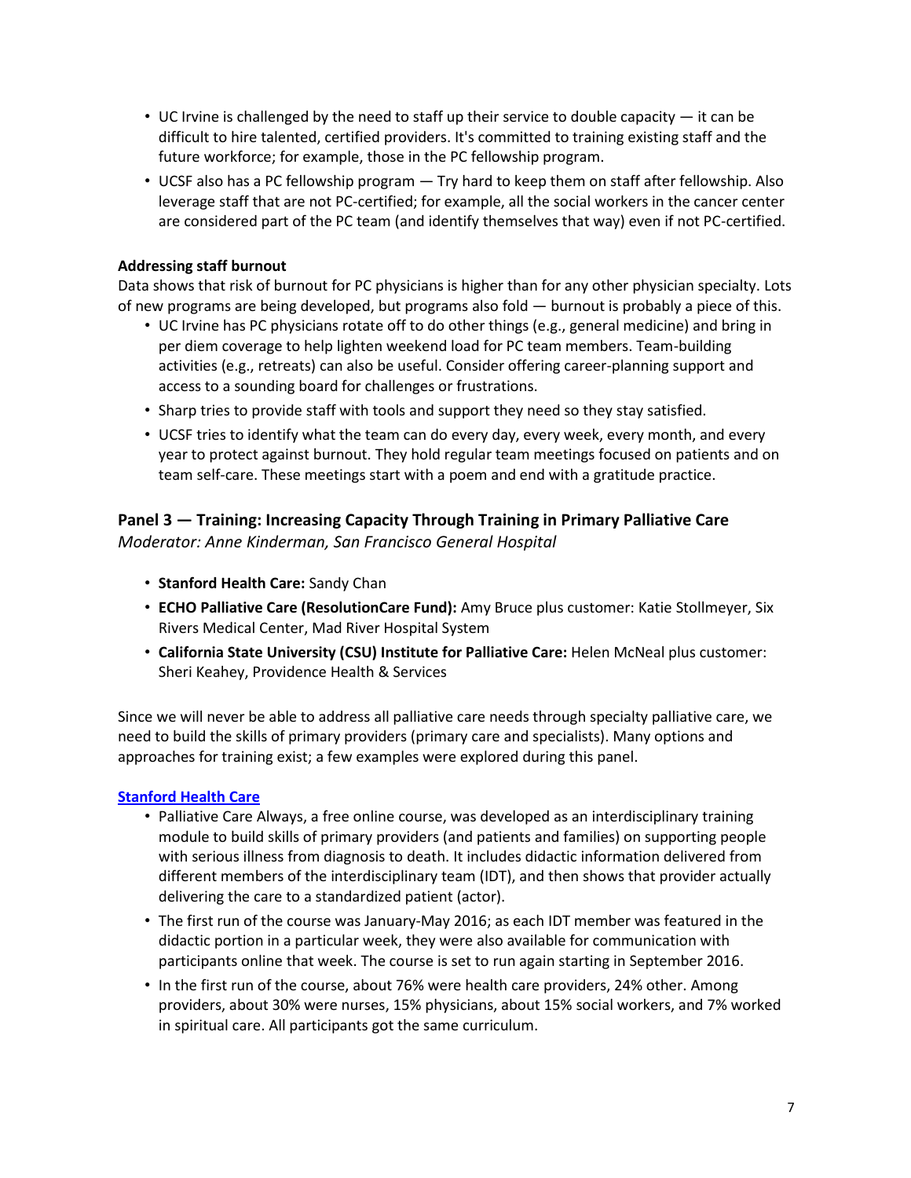- UC Irvine is challenged by the need to staff up their service to double capacity — it can be difficult to hire talented, certified providers. It's committed to training existing staff and the future workforce; for example, those in the PC fellowship program.
- UCSF also has a PC fellowship program — Try hard to keep them on staff after fellowship. Also leverage staff that are not PC-certified; for example, all the social workers in the cancer center are considered part of the PC team (and identify themselves that way) even if not PC-certified.

**Addressing staff burnout**

Data shows that risk of burnout for PC physicians is higher than for any other physician specialty. Lots of new programs are being developed, but programs also fold — burnout is probably a piece of this.

- UC Irvine has PC physicians rotate off to do other things (e.g., general medicine) and bring in per diem coverage to help lighten weekend load for PC team members. Team-building activities (e.g., retreats) can also be useful. Consider offering career-planning support and access to a sounding board for challenges or frustrations.
- Sharp tries to provide staff with tools and support they need so they stay satisfied.
- UCSF tries to identify what the team can do every day, every week, every month, and every year to protect against burnout. They hold regular team meetings focused on patients and on team self-care. These meetings start with a poem and end with a gratitude practice.

## Panel 3 — Training: Increasing Capacity Through Training in Primary Palliative Care

*Moderator: Anne Kinderman, San Francisco General Hospital*

- **Stanford Health Care:** Sandy Chan
- **ECHO Palliative Care (ResolutionCare Fund):** Amy Bruce plus customer: Katie Stollmeyer, Six Rivers Medical Center, Mad River Hospital System
- **California State University (CSU) Institute for Palliative Care:** Helen McNeal plus customer: Sheri Keahey, Providence Health & Services

Since we will never be able to address all palliative care needs through specialty palliative care, we need to build the skills of primary providers (primary care and specialists). Many options and approaches for training exist; a few examples were explored during this panel.

**Stanford Health Care**

- Palliative Care Always, a free online course, was developed as an interdisciplinary training module to build skills of primary providers (and patients and families) on supporting people with serious illness from diagnosis to death. It includes didactic information delivered from different members of the interdisciplinary team (IDT), and then shows that provider actually delivering the care to a standardized patient (actor).
- The first run of the course was January-May 2016; as each IDT member was featured in the didactic portion in a particular week, they were also available for communication with participants online that week. The course is set to run again starting in September 2016.
- In the first run of the course, about 76% were health care providers, 24% other. Among providers, about 30% were nurses, 15% physicians, about 15% social workers, and 7% worked in spiritual care. All participants got the same curriculum.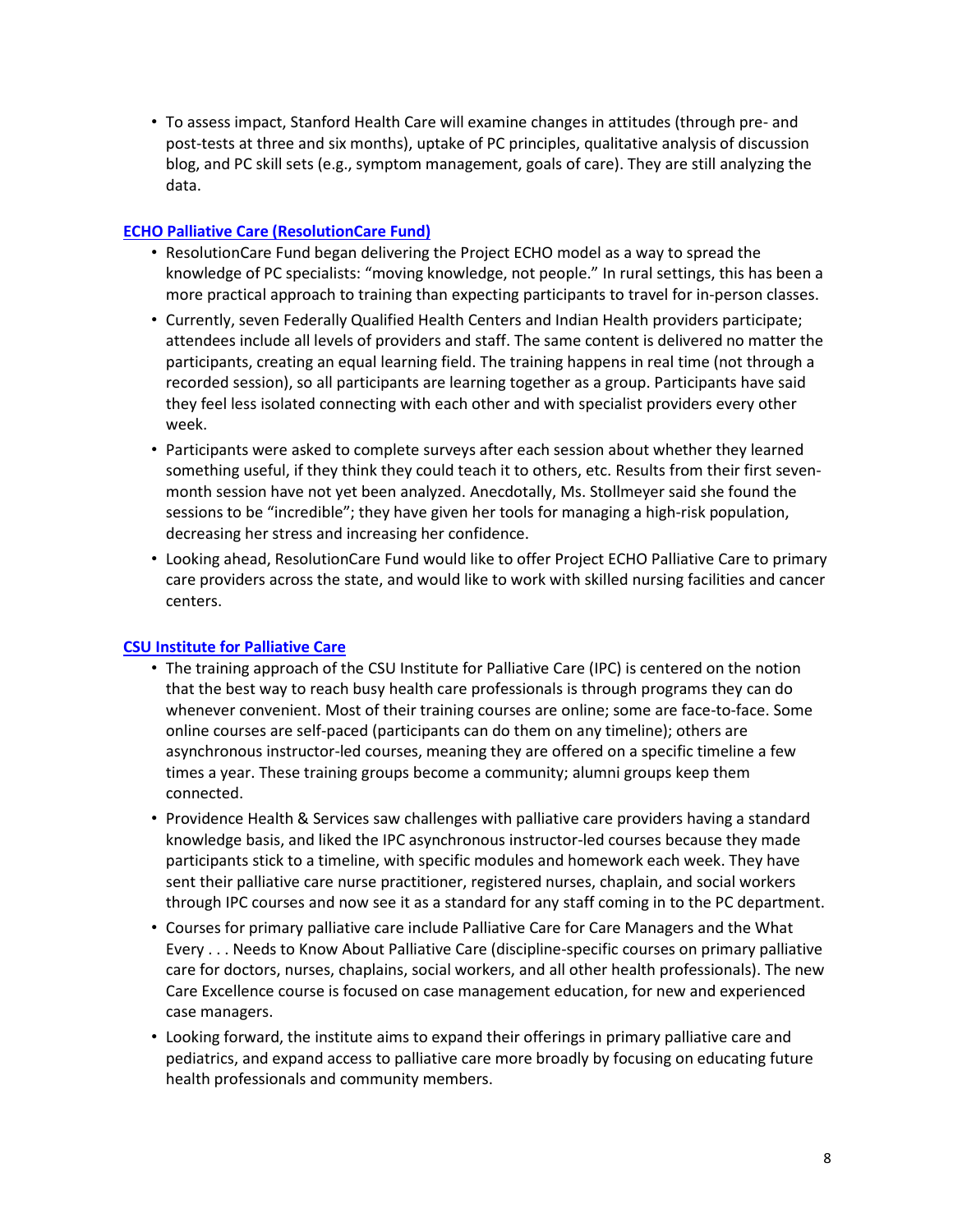- To assess impact, Stanford Health Care will examine changes in attitudes (through pre- and post-tests at three and six months), uptake of PC principles, qualitative analysis of discussion blog, and PC skill sets (e.g., symptom management, goals of care). They are still analyzing the data.

### ECHO Palliative Care (ResolutionCare Fund)

- ResolutionCare Fund began delivering the Project ECHO model as a way to spread the knowledge of PC specialists: "moving knowledge, not people." In rural settings, this has been a more practical approach to training than expecting participants to travel for in-person classes.
- Currently, seven Federally Qualified Health Centers and Indian Health providers participate; attendees include all levels of providers and staff. The same content is delivered no matter the participants, creating an equal learning field. The training happens in real time (not through a recorded session), so all participants are learning together as a group. Participants have said they feel less isolated connecting with each other and with specialist providers every other week.
- Participants were asked to complete surveys after each session about whether they learned something useful, if they think they could teach it to others, etc. Results from their first seven-month session have not yet been analyzed. Anecdotally, Ms. Stollmeyer said she found the sessions to be "incredible"; they have given her tools for managing a high-risk population, decreasing her stress and increasing her confidence.
- Looking ahead, ResolutionCare Fund would like to offer Project ECHO Palliative Care to primary care providers across the state, and would like to work with skilled nursing facilities and cancer centers.

### CSU Institute for Palliative Care

- The training approach of the CSU Institute for Palliative Care (IPC) is centered on the notion that the best way to reach busy health care professionals is through programs they can do whenever convenient. Most of their training courses are online; some are face-to-face. Some online courses are self-paced (participants can do them on any timeline); others are asynchronous instructor-led courses, meaning they are offered on a specific timeline a few times a year. These training groups become a community; alumni groups keep them connected.
- Providence Health & Services saw challenges with palliative care providers having a standard knowledge basis, and liked the IPC asynchronous instructor-led courses because they made participants stick to a timeline, with specific modules and homework each week. They have sent their palliative care nurse practitioner, registered nurses, chaplain, and social workers through IPC courses and now see it as a standard for any staff coming in to the PC department.
- Courses for primary palliative care include Palliative Care for Care Managers and the What Every . . . Needs to Know About Palliative Care (discipline-specific courses on primary palliative care for doctors, nurses, chaplains, social workers, and all other health professionals). The new Care Excellence course is focused on case management education, for new and experienced case managers.
- Looking forward, the institute aims to expand their offerings in primary palliative care and pediatrics, and expand access to palliative care more broadly by focusing on educating future health professionals and community members.